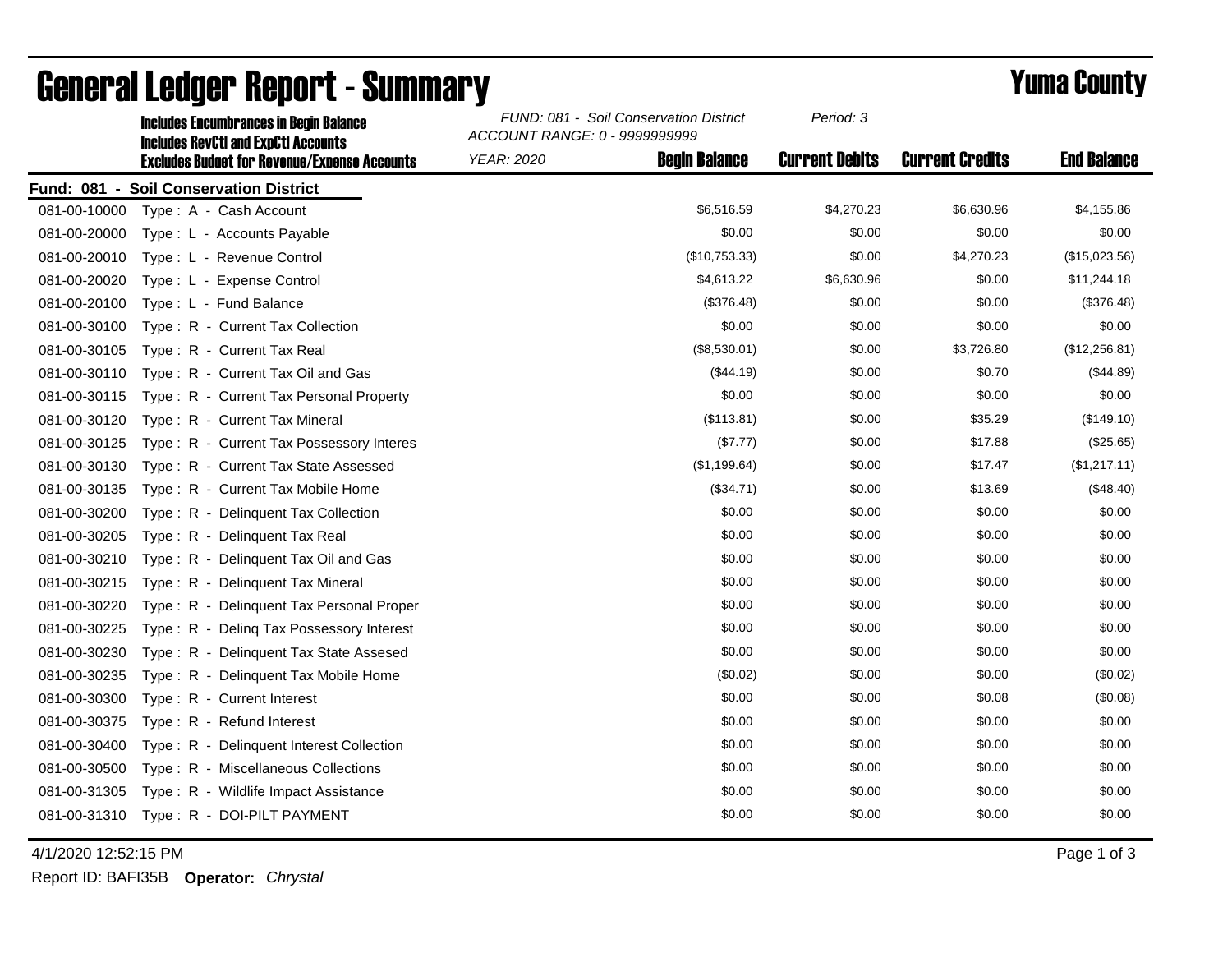# General Ledger Report - Summary

## Yuma County

**Includes Encumbrances in Begin Balance**
**Includes RevCtl and ExpCtl Accounts**
**Excludes Budget for Revenue/Expense Accounts**

*FUND: 081 - Soil Conservation District*
*ACCOUNT RANGE: 0 - 9999999999*
*YEAR: 2020*
*Period: 3*

**Fund: 081 - Soil Conservation District**

| Account | Description | Begin Balance | Current Debits | Current Credits | End Balance |
|---|---|---|---|---|---|
| 081-00-10000 | Type : A - Cash Account | $6,516.59 | $4,270.23 | $6,630.96 | $4,155.86 |
| 081-00-20000 | Type : L - Accounts Payable | $0.00 | $0.00 | $0.00 | $0.00 |
| 081-00-20010 | Type : L - Revenue Control | ($10,753.33) | $0.00 | $4,270.23 | ($15,023.56) |
| 081-00-20020 | Type : L - Expense Control | $4,613.22 | $6,630.96 | $0.00 | $11,244.18 |
| 081-00-20100 | Type : L - Fund Balance | ($376.48) | $0.00 | $0.00 | ($376.48) |
| 081-00-30100 | Type : R - Current Tax Collection | $0.00 | $0.00 | $0.00 | $0.00 |
| 081-00-30105 | Type : R - Current Tax Real | ($8,530.01) | $0.00 | $3,726.80 | ($12,256.81) |
| 081-00-30110 | Type : R - Current Tax Oil and Gas | ($44.19) | $0.00 | $0.70 | ($44.89) |
| 081-00-30115 | Type : R - Current Tax Personal Property | $0.00 | $0.00 | $0.00 | $0.00 |
| 081-00-30120 | Type : R - Current Tax Mineral | ($113.81) | $0.00 | $35.29 | ($149.10) |
| 081-00-30125 | Type : R - Current Tax Possessory Interes | ($7.77) | $0.00 | $17.88 | ($25.65) |
| 081-00-30130 | Type : R - Current Tax State Assessed | ($1,199.64) | $0.00 | $17.47 | ($1,217.11) |
| 081-00-30135 | Type : R - Current Tax Mobile Home | ($34.71) | $0.00 | $13.69 | ($48.40) |
| 081-00-30200 | Type : R - Delinquent Tax Collection | $0.00 | $0.00 | $0.00 | $0.00 |
| 081-00-30205 | Type : R - Delinquent Tax Real | $0.00 | $0.00 | $0.00 | $0.00 |
| 081-00-30210 | Type : R - Delinquent Tax Oil and Gas | $0.00 | $0.00 | $0.00 | $0.00 |
| 081-00-30215 | Type : R - Delinquent Tax Mineral | $0.00 | $0.00 | $0.00 | $0.00 |
| 081-00-30220 | Type : R - Delinquent Tax Personal Proper | $0.00 | $0.00 | $0.00 | $0.00 |
| 081-00-30225 | Type : R - Delinq Tax Possessory Interest | $0.00 | $0.00 | $0.00 | $0.00 |
| 081-00-30230 | Type : R - Delinquent Tax State Assesed | $0.00 | $0.00 | $0.00 | $0.00 |
| 081-00-30235 | Type : R - Delinquent Tax Mobile Home | ($0.02) | $0.00 | $0.00 | ($0.02) |
| 081-00-30300 | Type : R - Current Interest | $0.00 | $0.00 | $0.08 | ($0.08) |
| 081-00-30375 | Type : R - Refund Interest | $0.00 | $0.00 | $0.00 | $0.00 |
| 081-00-30400 | Type : R - Delinquent Interest Collection | $0.00 | $0.00 | $0.00 | $0.00 |
| 081-00-30500 | Type : R - Miscellaneous Collections | $0.00 | $0.00 | $0.00 | $0.00 |
| 081-00-31305 | Type : R - Wildlife Impact Assistance | $0.00 | $0.00 | $0.00 | $0.00 |
| 081-00-31310 | Type : R - DOI-PILT PAYMENT | $0.00 | $0.00 | $0.00 | $0.00 |

4/1/2020 12:52:15 PM

Report ID: BAFI35B **Operator:** *Chrystal*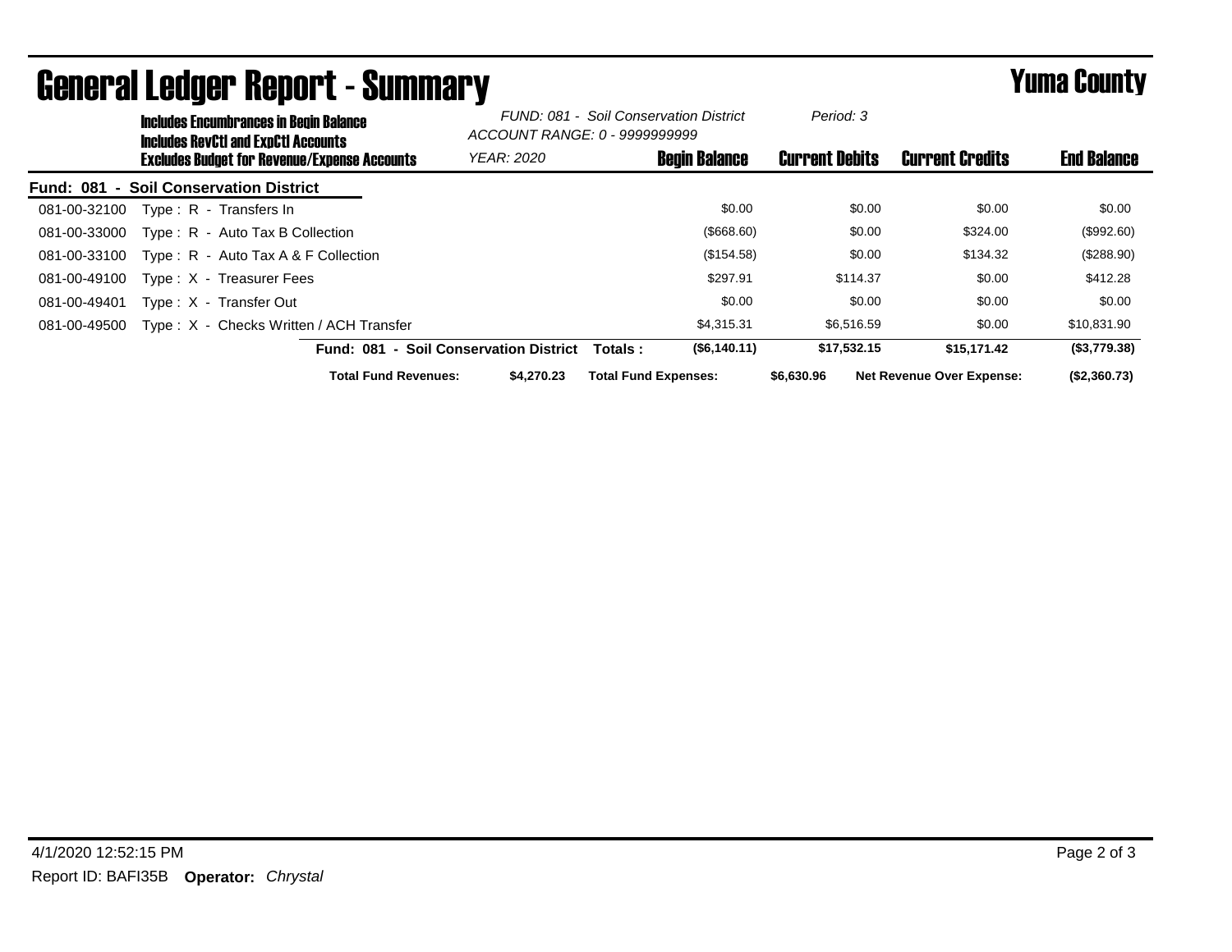# General Ledger Report - Summary

# Yuma County

**Includes Encumbrances in Begin Balance**
**Includes RevCtl and ExpCtl Accounts**
**Excludes Budget for Revenue/Expense Accounts**

*FUND: 081 - Soil Conservation District*
*ACCOUNT RANGE: 0 - 9999999999*
*YEAR: 2020*
*Period: 3*

| Account | Description | Begin Balance | Current Debits | Current Credits | End Balance |
|---|---|---|---|---|---|
| **Fund: 081 - Soil Conservation District** | | | | | |
| 081-00-32100 | Type : R - Transfers In | $0.00 | $0.00 | $0.00 | $0.00 |
| 081-00-33000 | Type : R - Auto Tax B Collection | ($668.60) | $0.00 | $324.00 | ($992.60) |
| 081-00-33100 | Type : R - Auto Tax A & F Collection | ($154.58) | $0.00 | $134.32 | ($288.90) |
| 081-00-49100 | Type : X - Treasurer Fees | $297.91 | $114.37 | $0.00 | $412.28 |
| 081-00-49401 | Type : X - Transfer Out | $0.00 | $0.00 | $0.00 | $0.00 |
| 081-00-49500 | Type : X - Checks Written / ACH Transfer | $4,315.31 | $6,516.59 | $0.00 | $10,831.90 |
| | **Fund: 081 - Soil Conservation District Totals :** | **($6,140.11)** | **$17,532.15** | **$15,171.42** | **($3,779.38)** |

**Total Fund Revenues:** $4,270.23 **Total Fund Expenses:** $6,630.96 **Net Revenue Over Expense:** ($2,360.73)

4/1/2020 12:52:15 PM

Report ID: BAFI35B **Operator:** *Chrystal*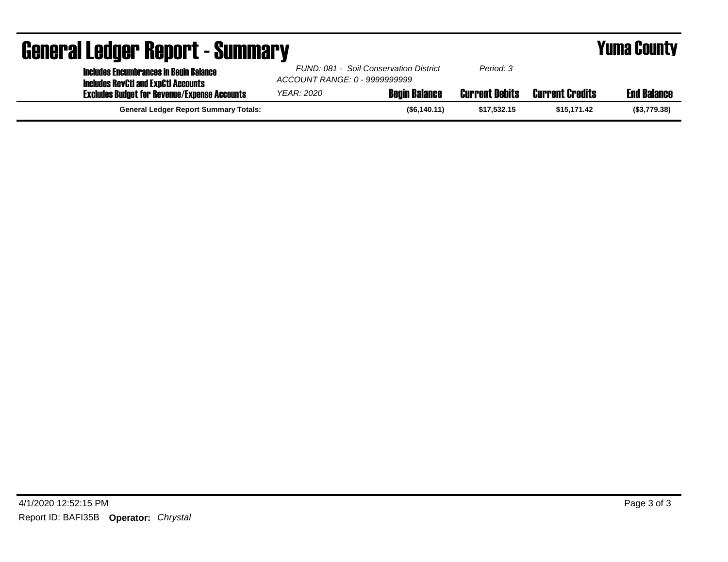# General Ledger Report - Summary

## Yuma County

**Includes Encumbrances in Begin Balance**
**Includes RevCtl and ExpCtl Accounts**
**Excludes Budget for Revenue/Expense Accounts**

*FUND: 081 - Soil Conservation District*
*ACCOUNT RANGE: 0 - 9999999999*
*YEAR: 2020*
*Period: 3*

| | Begin Balance | Current Debits | Current Credits | End Balance |
|---|---|---|---|---|
| **General Ledger Report Summary Totals:** | **($6,140.11)** | **$17,532.15** | **$15,171.42** | **($3,779.38)** |

4/1/2020 12:52:15 PM

Report ID: BAFI35B **Operator:** *Chrystal*